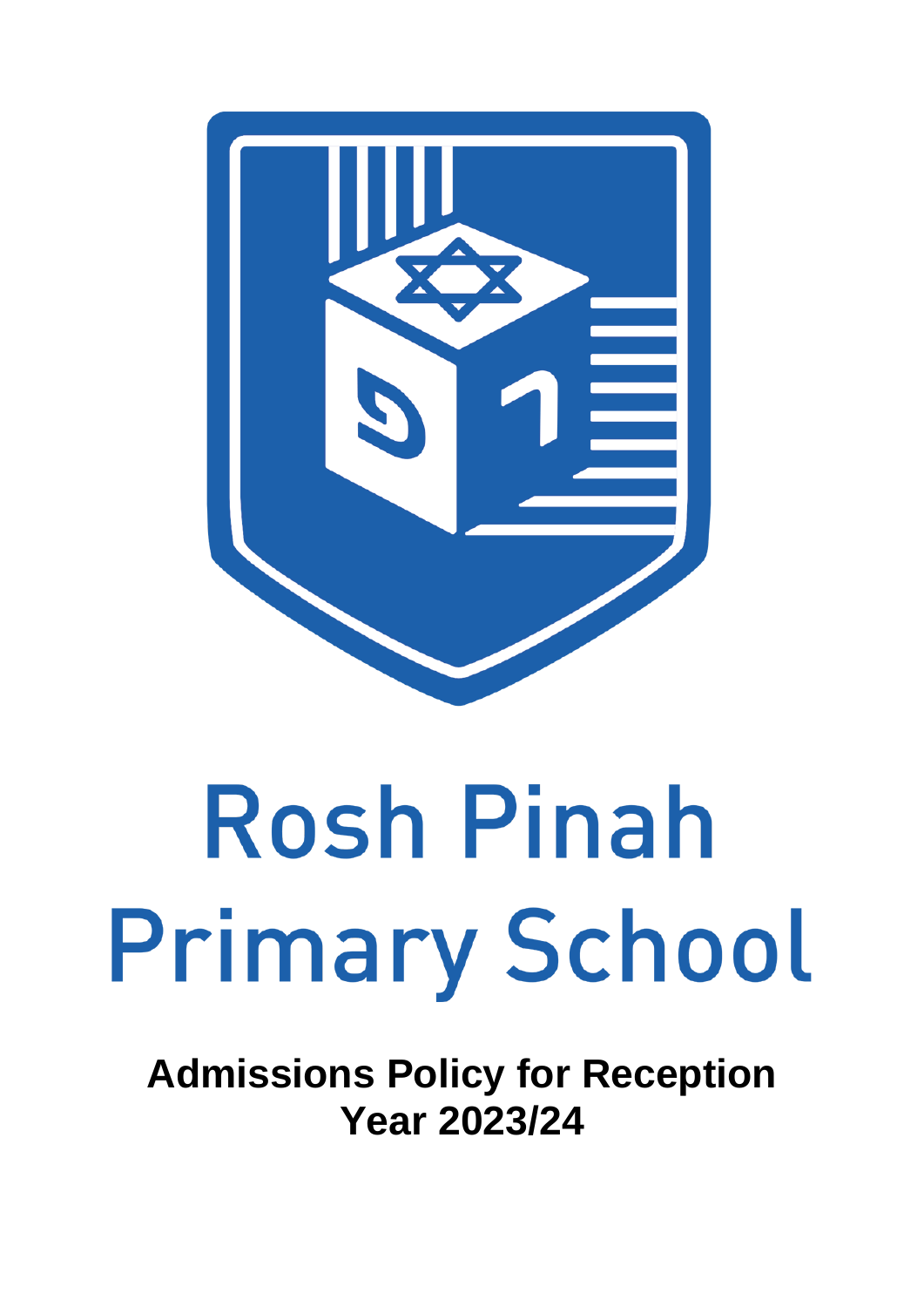# Rosh Pinah Primary School

**Admissions Policy for Reception Year 2023/24**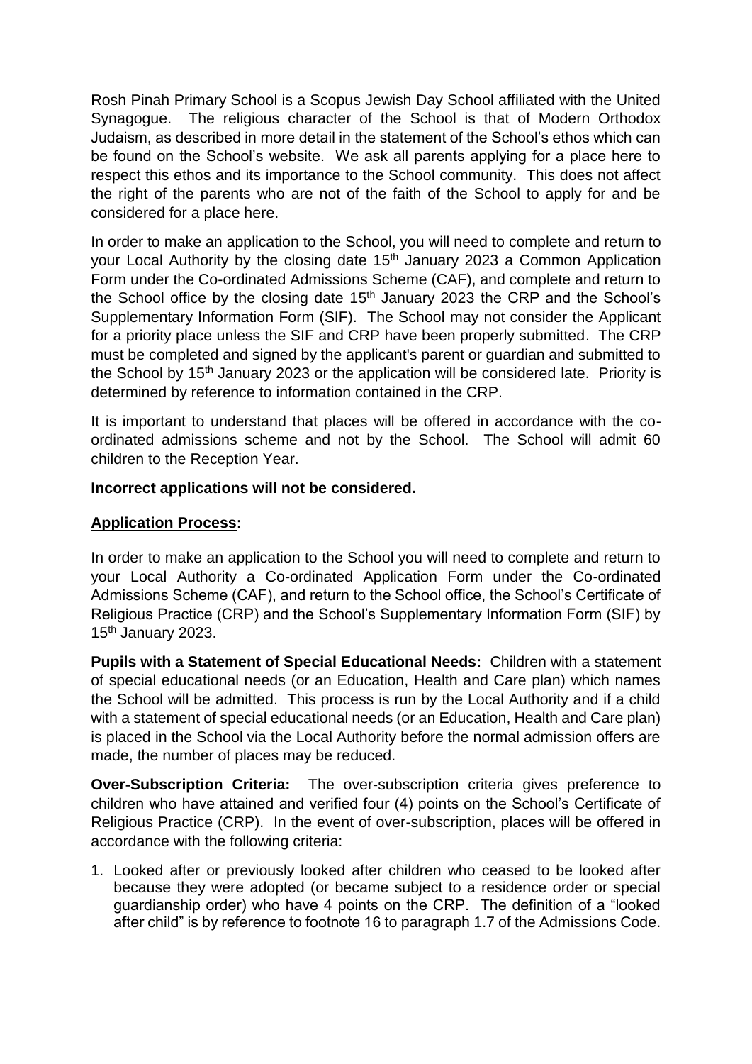Rosh Pinah Primary School is a Scopus Jewish Day School affiliated with the United Synagogue. The religious character of the School is that of Modern Orthodox Judaism, as described in more detail in the statement of the School's ethos which can be found on the School's website. We ask all parents applying for a place here to respect this ethos and its importance to the School community. This does not affect the right of the parents who are not of the faith of the School to apply for and be considered for a place here.

In order to make an application to the School, you will need to complete and return to your Local Authority by the closing date 15th January 2023 a Common Application Form under the Co-ordinated Admissions Scheme (CAF), and complete and return to the School office by the closing date 15th January 2023 the CRP and the School's Supplementary Information Form (SIF). The School may not consider the Applicant for a priority place unless the SIF and CRP have been properly submitted. The CRP must be completed and signed by the applicant's parent or guardian and submitted to the School by 15th January 2023 or the application will be considered late. Priority is determined by reference to information contained in the CRP.

It is important to understand that places will be offered in accordance with the co-ordinated admissions scheme and not by the School. The School will admit 60 children to the Reception Year.

**Incorrect applications will not be considered.**

**Application Process:**

In order to make an application to the School you will need to complete and return to your Local Authority a Co-ordinated Application Form under the Co-ordinated Admissions Scheme (CAF), and return to the School office, the School's Certificate of Religious Practice (CRP) and the School's Supplementary Information Form (SIF) by 15th January 2023.

**Pupils with a Statement of Special Educational Needs:** Children with a statement of special educational needs (or an Education, Health and Care plan) which names the School will be admitted. This process is run by the Local Authority and if a child with a statement of special educational needs (or an Education, Health and Care plan) is placed in the School via the Local Authority before the normal admission offers are made, the number of places may be reduced.

**Over-Subscription Criteria:** The over-subscription criteria gives preference to children who have attained and verified four (4) points on the School's Certificate of Religious Practice (CRP). In the event of over-subscription, places will be offered in accordance with the following criteria:

1. Looked after or previously looked after children who ceased to be looked after because they were adopted (or became subject to a residence order or special guardianship order) who have 4 points on the CRP. The definition of a "looked after child" is by reference to footnote 16 to paragraph 1.7 of the Admissions Code.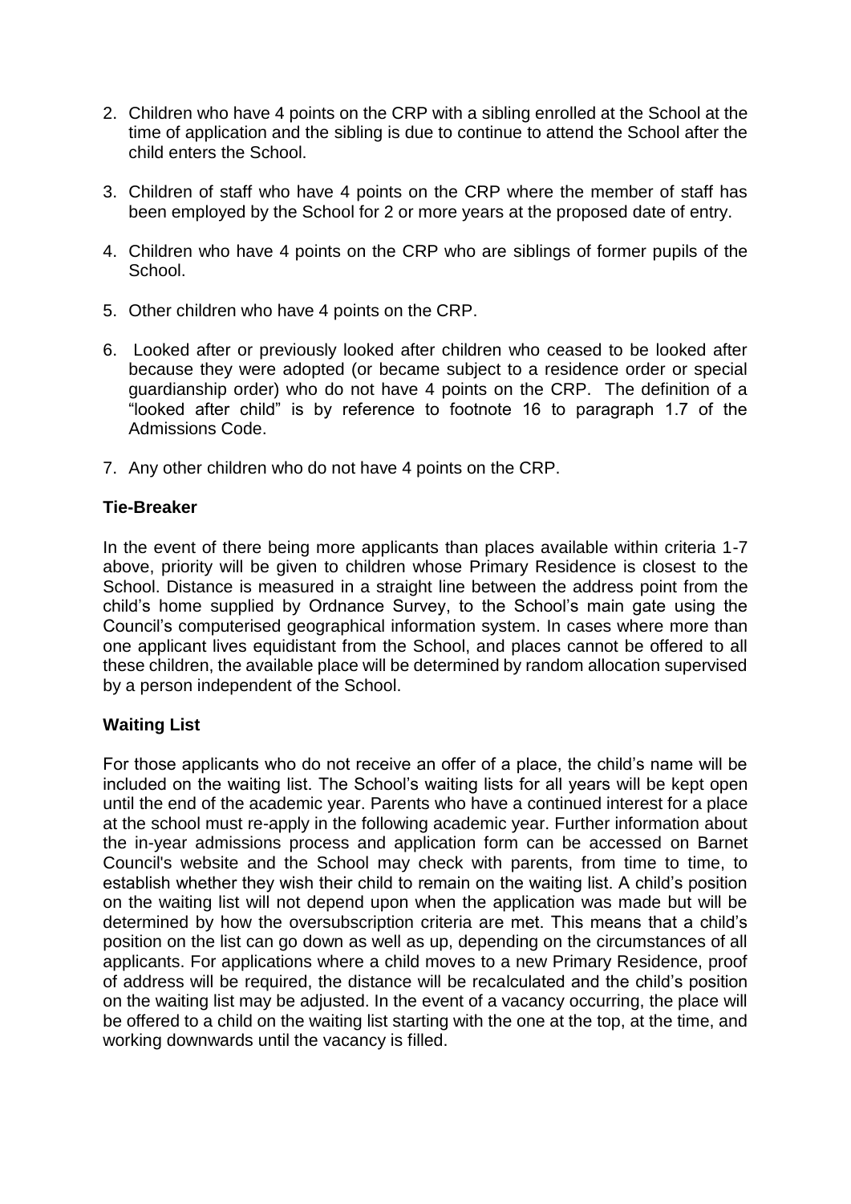2. Children who have 4 points on the CRP with a sibling enrolled at the School at the time of application and the sibling is due to continue to attend the School after the child enters the School.

3. Children of staff who have 4 points on the CRP where the member of staff has been employed by the School for 2 or more years at the proposed date of entry.

4. Children who have 4 points on the CRP who are siblings of former pupils of the School.

5. Other children who have 4 points on the CRP.

6. Looked after or previously looked after children who ceased to be looked after because they were adopted (or became subject to a residence order or special guardianship order) who do not have 4 points on the CRP. The definition of a "looked after child" is by reference to footnote 16 to paragraph 1.7 of the Admissions Code.

7. Any other children who do not have 4 points on the CRP.

**Tie-Breaker**

In the event of there being more applicants than places available within criteria 1-7 above, priority will be given to children whose Primary Residence is closest to the School. Distance is measured in a straight line between the address point from the child's home supplied by Ordnance Survey, to the School's main gate using the Council's computerised geographical information system. In cases where more than one applicant lives equidistant from the School, and places cannot be offered to all these children, the available place will be determined by random allocation supervised by a person independent of the School.

**Waiting List**

For those applicants who do not receive an offer of a place, the child's name will be included on the waiting list. The School's waiting lists for all years will be kept open until the end of the academic year. Parents who have a continued interest for a place at the school must re-apply in the following academic year. Further information about the in-year admissions process and application form can be accessed on Barnet Council's website and the School may check with parents, from time to time, to establish whether they wish their child to remain on the waiting list. A child's position on the waiting list will not depend upon when the application was made but will be determined by how the oversubscription criteria are met. This means that a child's position on the list can go down as well as up, depending on the circumstances of all applicants. For applications where a child moves to a new Primary Residence, proof of address will be required, the distance will be recalculated and the child's position on the waiting list may be adjusted. In the event of a vacancy occurring, the place will be offered to a child on the waiting list starting with the one at the top, at the time, and working downwards until the vacancy is filled.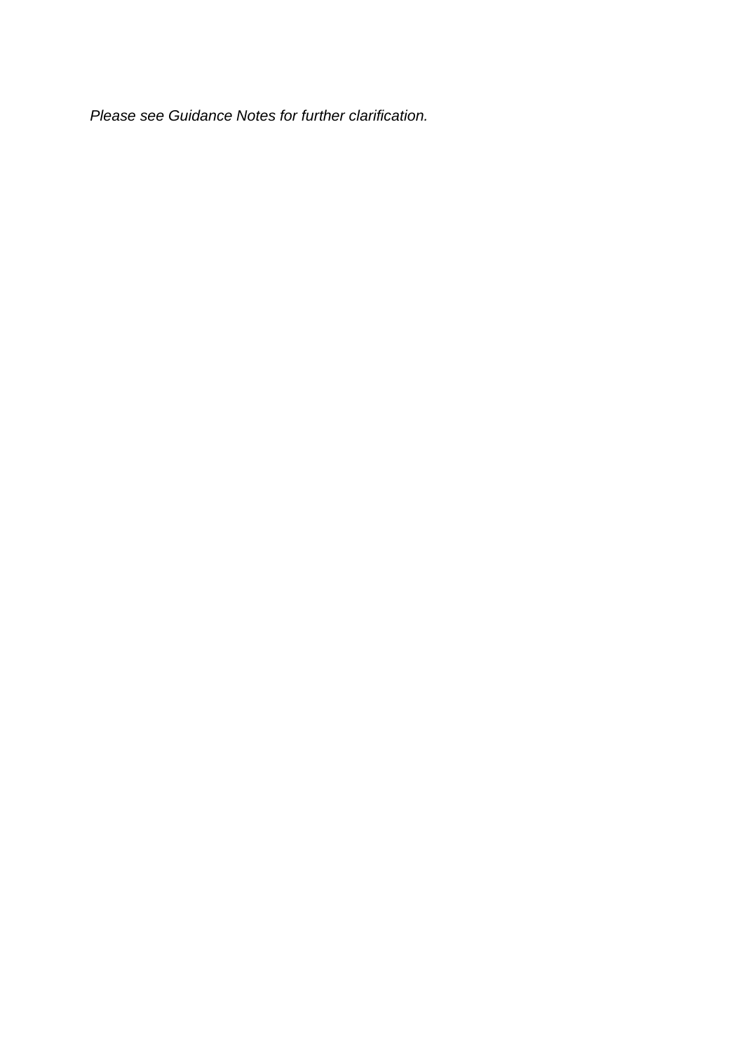*Please see Guidance Notes for further clarification.*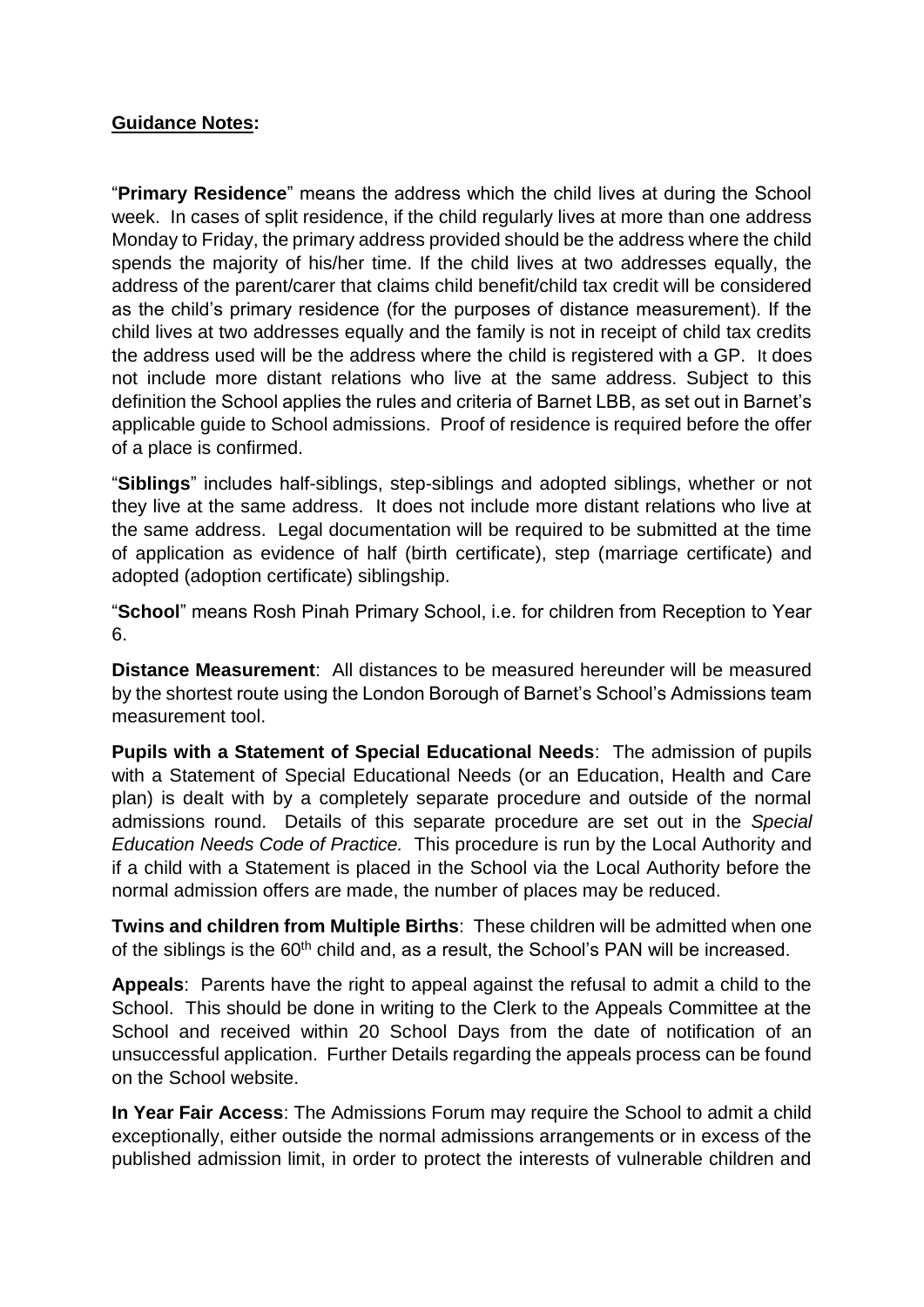**Guidance Notes:**

"**Primary Residence**" means the address which the child lives at during the School week. In cases of split residence, if the child regularly lives at more than one address Monday to Friday, the primary address provided should be the address where the child spends the majority of his/her time. If the child lives at two addresses equally, the address of the parent/carer that claims child benefit/child tax credit will be considered as the child's primary residence (for the purposes of distance measurement). If the child lives at two addresses equally and the family is not in receipt of child tax credits the address used will be the address where the child is registered with a GP. It does not include more distant relations who live at the same address. Subject to this definition the School applies the rules and criteria of Barnet LBB, as set out in Barnet's applicable guide to School admissions. Proof of residence is required before the offer of a place is confirmed.

"**Siblings**" includes half-siblings, step-siblings and adopted siblings, whether or not they live at the same address. It does not include more distant relations who live at the same address. Legal documentation will be required to be submitted at the time of application as evidence of half (birth certificate), step (marriage certificate) and adopted (adoption certificate) siblingship.

"**School**" means Rosh Pinah Primary School, i.e. for children from Reception to Year 6.

**Distance Measurement**: All distances to be measured hereunder will be measured by the shortest route using the London Borough of Barnet's School's Admissions team measurement tool.

**Pupils with a Statement of Special Educational Needs**: The admission of pupils with a Statement of Special Educational Needs (or an Education, Health and Care plan) is dealt with by a completely separate procedure and outside of the normal admissions round. Details of this separate procedure are set out in the *Special Education Needs Code of Practice.* This procedure is run by the Local Authority and if a child with a Statement is placed in the School via the Local Authority before the normal admission offers are made, the number of places may be reduced.

**Twins and children from Multiple Births**: These children will be admitted when one of the siblings is the 60th child and, as a result, the School's PAN will be increased.

**Appeals**: Parents have the right to appeal against the refusal to admit a child to the School. This should be done in writing to the Clerk to the Appeals Committee at the School and received within 20 School Days from the date of notification of an unsuccessful application. Further Details regarding the appeals process can be found on the School website.

**In Year Fair Access**: The Admissions Forum may require the School to admit a child exceptionally, either outside the normal admissions arrangements or in excess of the published admission limit, in order to protect the interests of vulnerable children and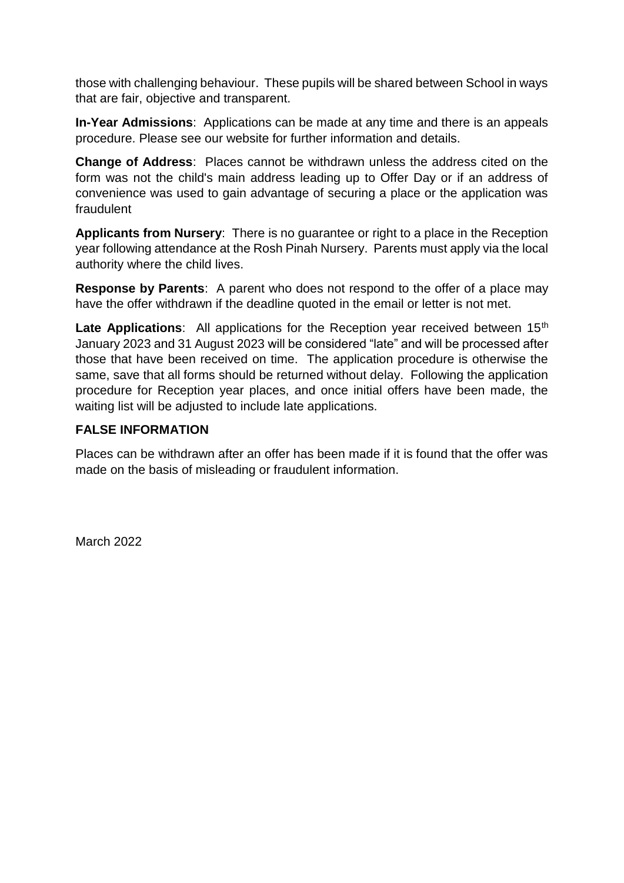those with challenging behaviour. These pupils will be shared between School in ways that are fair, objective and transparent.

**In-Year Admissions**: Applications can be made at any time and there is an appeals procedure. Please see our website for further information and details.

**Change of Address**: Places cannot be withdrawn unless the address cited on the form was not the child's main address leading up to Offer Day or if an address of convenience was used to gain advantage of securing a place or the application was fraudulent

**Applicants from Nursery**: There is no guarantee or right to a place in the Reception year following attendance at the Rosh Pinah Nursery. Parents must apply via the local authority where the child lives.

**Response by Parents**: A parent who does not respond to the offer of a place may have the offer withdrawn if the deadline quoted in the email or letter is not met.

**Late Applications**: All applications for the Reception year received between 15th January 2023 and 31 August 2023 will be considered "late" and will be processed after those that have been received on time. The application procedure is otherwise the same, save that all forms should be returned without delay. Following the application procedure for Reception year places, and once initial offers have been made, the waiting list will be adjusted to include late applications.

## FALSE INFORMATION

Places can be withdrawn after an offer has been made if it is found that the offer was made on the basis of misleading or fraudulent information.

March 2022